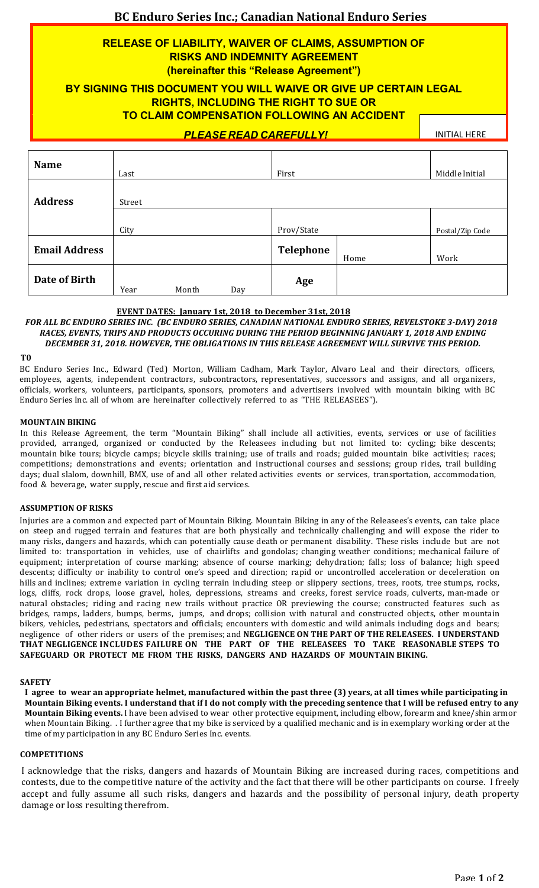# BC Enduro Series Inc.; Canadian National Enduro Series

## RELEASE OF LIABILITY, WAIVER OF CLAIMS, ASSUMPTION OF RISKS AND INDEMNITY AGREEMENT

**(hereinafter this "Release Agreement")**

**BY SIGNING THIS DOCUMENT YOU WILL WAIVE OR GIVE UP CERTAIN LEGAL RIGHTS, INCLUDING THE RIGHT TO SUE OR TO CLAIM COMPENSATION FOLLOWING AN ACCIDENT**

***PLEASE READ CAREFULLY!***

INITIAL HERE

| **Name** | Last | First | | Middle Initial |
|---|---|---|---|---|
| **Address** | Street | | | |
| | City | Prov/State | | Postal/Zip Code |
| **Email Address** | | **Telephone** | Home | Work |
| **Date of Birth** | Year Month Day | **Age** | | |

**EVENT DATES: January 1st, 2018 to December 31st, 2018**

***FOR ALL BC ENDURO SERIES INC. (BC ENDURO SERIES, CANADIAN NATIONAL ENDURO SERIES, REVELSTOKE 3-DAY) 2018 RACES, EVENTS, TRIPS AND PRODUCTS OCCURING DURING THE PERIOD BEGINNING JANUARY 1, 2018 AND ENDING DECEMBER 31, 2018. HOWEVER, THE OBLIGATIONS IN THIS RELEASE AGREEMENT WILL SURVIVE THIS PERIOD.***

### TO

BC Enduro Series Inc., Edward (Ted) Morton, William Cadham, Mark Taylor, Alvaro Leal and their directors, officers, employees, agents, independent contractors, subcontractors, representatives, successors and assigns, and all organizers, officials, workers, volunteers, participants, sponsors, promoters and advertisers involved with mountain biking with BC Enduro Series Inc. all of whom are hereinafter collectively referred to as "THE RELEASEES").

### MOUNTAIN BIKING

In this Release Agreement, the term "Mountain Biking" shall include all activities, events, services or use of facilities provided, arranged, organized or conducted by the Releasees including but not limited to: cycling; bike descents; mountain bike tours; bicycle camps; bicycle skills training; use of trails and roads; guided mountain bike activities; races; competitions; demonstrations and events; orientation and instructional courses and sessions; group rides, trail building days; dual slalom, downhill, BMX, use of and all other related activities events or services, transportation, accommodation, food & beverage, water supply, rescue and first aid services.

### ASSUMPTION OF RISKS

Injuries are a common and expected part of Mountain Biking. Mountain Biking in any of the Releasees's events, can take place on steep and rugged terrain and features that are both physically and technically challenging and will expose the rider to many risks, dangers and hazards, which can potentially cause death or permanent disability. These risks include but are not limited to: transportation in vehicles, use of chairlifts and gondolas; changing weather conditions; mechanical failure of equipment; interpretation of course marking; absence of course marking; dehydration; falls; loss of balance; high speed descents; difficulty or inability to control one's speed and direction; rapid or uncontrolled acceleration or deceleration on hills and inclines; extreme variation in cycling terrain including steep or slippery sections, trees, roots, tree stumps, rocks, logs, cliffs, rock drops, loose gravel, holes, depressions, streams and creeks, forest service roads, culverts, man-made or natural obstacles; riding and racing new trails without practice OR previewing the course; constructed features such as bridges, ramps, ladders, bumps, berms, jumps, and drops; collision with natural and constructed objects, other mountain bikers, vehicles, pedestrians, spectators and officials; encounters with domestic and wild animals including dogs and bears; negligence of other riders or users of the premises; and **NEGLIGENCE ON THE PART OF THE RELEASEES. I UNDERSTAND THAT NEGLIGENCE INCLUDES FAILURE ON THE PART OF THE RELEASEES TO TAKE REASONABLE STEPS TO SAFEGUARD OR PROTECT ME FROM THE RISKS, DANGERS AND HAZARDS OF MOUNTAIN BIKING.**

### SAFETY

**I agree to wear an appropriate helmet, manufactured within the past three (3) years, at all times while participating in Mountain Biking events. I understand that if I do not comply with the preceding sentence that I will be refused entry to any Mountain Biking events.** I have been advised to wear other protective equipment, including elbow, forearm and knee/shin armor when Mountain Biking. . I further agree that my bike is serviced by a qualified mechanic and is in exemplary working order at the time of my participation in any BC Enduro Series Inc. events.

### COMPETITIONS

I acknowledge that the risks, dangers and hazards of Mountain Biking are increased during races, competitions and contests, due to the competitive nature of the activity and the fact that there will be other participants on course. I freely accept and fully assume all such risks, dangers and hazards and the possibility of personal injury, death property damage or loss resulting therefrom.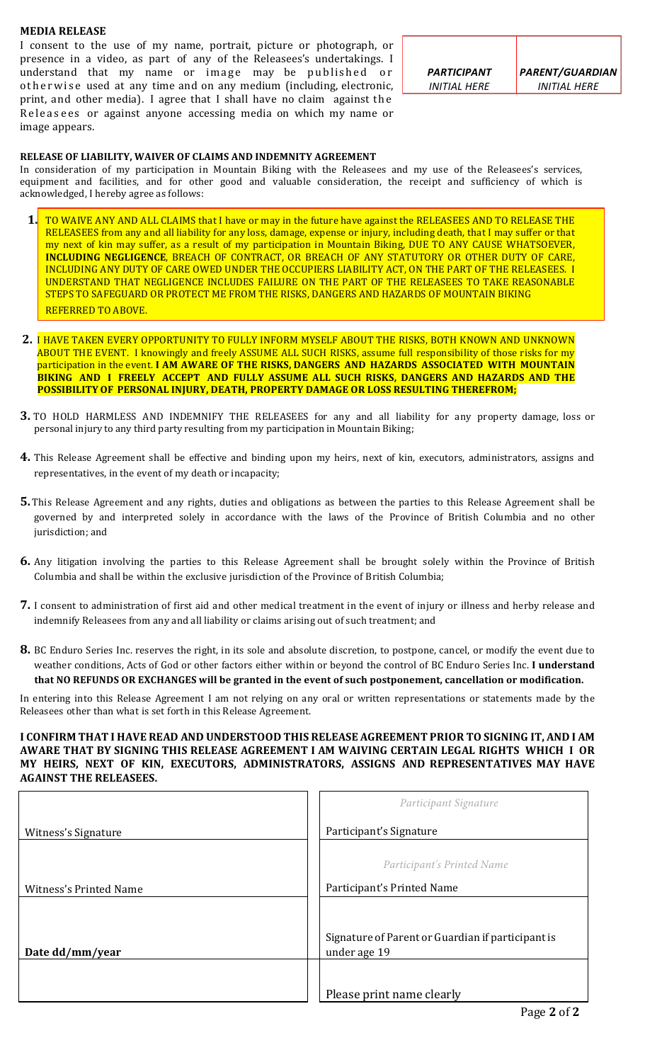**MEDIA RELEASE**

I consent to the use of my name, portrait, picture or photograph, or presence in a video, as part of any of the Releasees's undertakings. I understand that my name or image may be published or otherwise used at any time and on any medium (including, electronic, print, and other media). I agree that I shall have no claim against the Releasees or against anyone accessing media on which my name or image appears.

| *PARTICIPANT INITIAL HERE* | *PARENT/GUARDIAN INITIAL HERE* |
|---|---|
| | |

**RELEASE OF LIABILITY, WAIVER OF CLAIMS AND INDEMNITY AGREEMENT**

In consideration of my participation in Mountain Biking with the Releasees and my use of the Releasees's services, equipment and facilities, and for other good and valuable consideration, the receipt and sufficiency of which is acknowledged, I hereby agree as follows:

1. TO WAIVE ANY AND ALL CLAIMS that I have or may in the future have against the RELEASEES AND TO RELEASE THE RELEASEES from any and all liability for any loss, damage, expense or injury, including death, that I may suffer or that my next of kin may suffer, as a result of my participation in Mountain Biking, DUE TO ANY CAUSE WHATSOEVER, **INCLUDING NEGLIGENCE**, BREACH OF CONTRACT, OR BREACH OF ANY STATUTORY OR OTHER DUTY OF CARE, INCLUDING ANY DUTY OF CARE OWED UNDER THE OCCUPIERS LIABILITY ACT, ON THE PART OF THE RELEASEES. I UNDERSTAND THAT NEGLIGENCE INCLUDES FAILURE ON THE PART OF THE RELEASEES TO TAKE REASONABLE STEPS TO SAFEGUARD OR PROTECT ME FROM THE RISKS, DANGERS AND HAZARDS OF MOUNTAIN BIKING REFERRED TO ABOVE.

2. I HAVE TAKEN EVERY OPPORTUNITY TO FULLY INFORM MYSELF ABOUT THE RISKS, BOTH KNOWN AND UNKNOWN ABOUT THE EVENT. I knowingly and freely ASSUME ALL SUCH RISKS, assume full responsibility of those risks for my participation in the event. **I AM AWARE OF THE RISKS, DANGERS AND HAZARDS ASSOCIATED WITH MOUNTAIN BIKING AND I FREELY ACCEPT AND FULLY ASSUME ALL SUCH RISKS, DANGERS AND HAZARDS AND THE POSSIBILITY OF PERSONAL INJURY, DEATH, PROPERTY DAMAGE OR LOSS RESULTING THEREFROM;**

3. TO HOLD HARMLESS AND INDEMNIFY THE RELEASEES for any and all liability for any property damage, loss or personal injury to any third party resulting from my participation in Mountain Biking;

4. This Release Agreement shall be effective and binding upon my heirs, next of kin, executors, administrators, assigns and representatives, in the event of my death or incapacity;

5. This Release Agreement and any rights, duties and obligations as between the parties to this Release Agreement shall be governed by and interpreted solely in accordance with the laws of the Province of British Columbia and no other jurisdiction; and

6. Any litigation involving the parties to this Release Agreement shall be brought solely within the Province of British Columbia and shall be within the exclusive jurisdiction of the Province of British Columbia;

7. I consent to administration of first aid and other medical treatment in the event of injury or illness and herby release and indemnify Releasees from any and all liability or claims arising out of such treatment; and

8. BC Enduro Series Inc. reserves the right, in its sole and absolute discretion, to postpone, cancel, or modify the event due to weather conditions, Acts of God or other factors either within or beyond the control of BC Enduro Series Inc. **I understand that NO REFUNDS OR EXCHANGES will be granted in the event of such postponement, cancellation or modification.**

In entering into this Release Agreement I am not relying on any oral or written representations or statements made by the Releasees other than what is set forth in this Release Agreement.

**I CONFIRM THAT I HAVE READ AND UNDERSTOOD THIS RELEASE AGREEMENT PRIOR TO SIGNING IT, AND I AM AWARE THAT BY SIGNING THIS RELEASE AGREEMENT I AM WAIVING CERTAIN LEGAL RIGHTS WHICH I OR MY HEIRS, NEXT OF KIN, EXECUTORS, ADMINISTRATORS, ASSIGNS AND REPRESENTATIVES MAY HAVE AGAINST THE RELEASEES.**

| | |
|---|---|
| Witness's Signature | *Participant Signature*<br>Participant's Signature |
| Witness's Printed Name | *Participant's Printed Name*<br>Participant's Printed Name |
| **Date dd/mm/year** | Signature of Parent or Guardian if participant is under age 19 |
| | Please print name clearly |